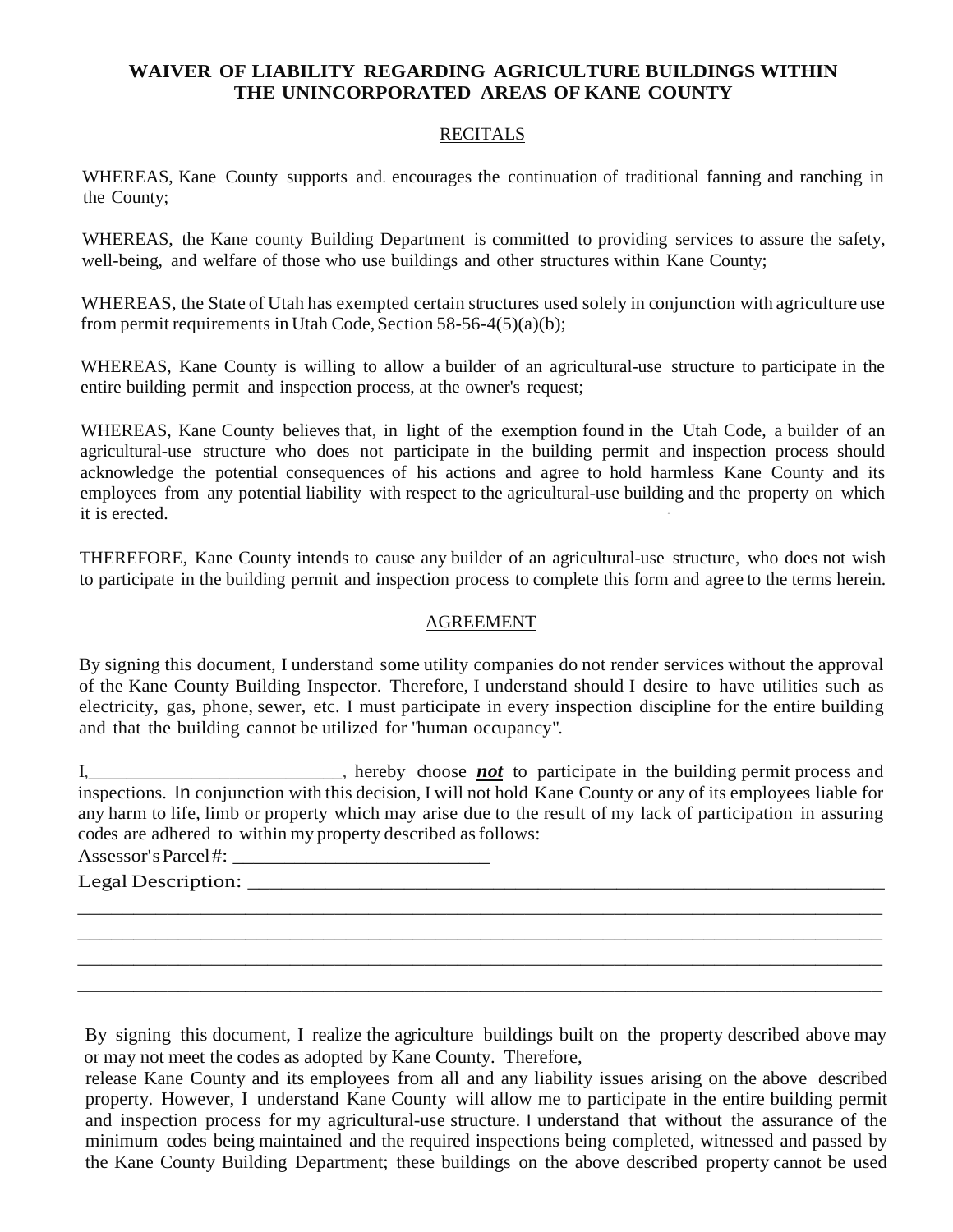# WAIVER OF LIABILITY REGARDING AGRICULTURE BUILDINGS WITHIN THE UNINCORPORATED AREAS OF KANE COUNTY

## RECITALS

WHEREAS, Kane County supports and encourages the continuation of traditional fanning and ranching in the County;

WHEREAS, the Kane county Building Department is committed to providing services to assure the safety, well-being, and welfare of those who use buildings and other structures within Kane County;

WHEREAS, the State of Utah has exempted certain structures used solely in conjunction with agriculture use from permit requirements in Utah Code, Section 58-56-4(5)(a)(b);

WHEREAS, Kane County is willing to allow a builder of an agricultural-use structure to participate in the entire building permit and inspection process, at the owner's request;

WHEREAS, Kane County believes that, in light of the exemption found in the Utah Code, a builder of an agricultural-use structure who does not participate in the building permit and inspection process should acknowledge the potential consequences of his actions and agree to hold harmless Kane County and its employees from any potential liability with respect to the agricultural-use building and the property on which it is erected.

THEREFORE, Kane County intends to cause any builder of an agricultural-use structure, who does not wish to participate in the building permit and inspection process to complete this form and agree to the terms herein.

## AGREEMENT

By signing this document, I understand some utility companies do not render services without the approval of the Kane County Building Inspector. Therefore, I understand should I desire to have utilities such as electricity, gas, phone, sewer, etc. I must participate in every inspection discipline for the entire building and that the building cannot be utilized for "human occupancy".

I,___________________________, hereby choose ***not*** to participate in the building permit process and inspections. In conjunction with this decision, I will not hold Kane County or any of its employees liable for any harm to life, limb or property which may arise due to the result of my lack of participation in assuring codes are adhered to within my property described as follows:

Assessor's Parcel #: __________________________

Legal Description: ____________________________________________________________________

_______________________________________________________________________________________

_______________________________________________________________________________________

_______________________________________________________________________________________

_______________________________________________________________________________________

By signing this document, I realize the agriculture buildings built on the property described above may or may not meet the codes as adopted by Kane County. Therefore,
release Kane County and its employees from all and any liability issues arising on the above described property. However, I understand Kane County will allow me to participate in the entire building permit and inspection process for my agricultural-use structure. I understand that without the assurance of the minimum codes being maintained and the required inspections being completed, witnessed and passed by the Kane County Building Department; these buildings on the above described property cannot be used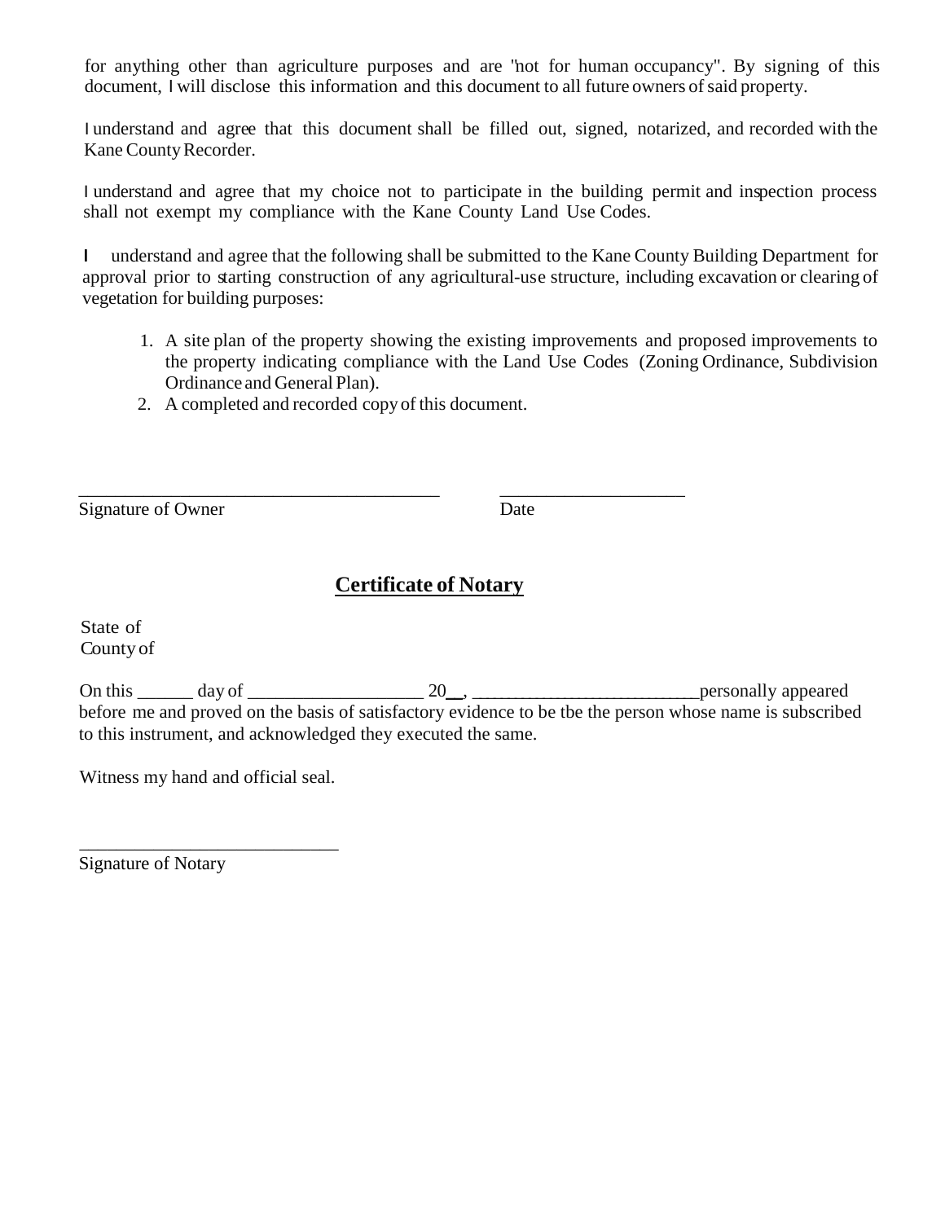for anything other than agriculture purposes and are "not for human occupancy". By signing of this document, I will disclose this information and this document to all future owners of said property.

I understand and agree that this document shall be filled out, signed, notarized, and recorded with the Kane County Recorder.

I understand and agree that my choice not to participate in the building permit and inspection process shall not exempt my compliance with the Kane County Land Use Codes.

I understand and agree that the following shall be submitted to the Kane County Building Department for approval prior to starting construction of any agricultural-use structure, including excavation or clearing of vegetation for building purposes:

1. A site plan of the property showing the existing improvements and proposed improvements to the property indicating compliance with the Land Use Codes (Zoning Ordinance, Subdivision Ordinance and General Plan).
2. A completed and recorded copy of this document.

\_\_\_\_\_\_\_\_\_\_\_\_\_\_\_\_\_\_\_\_\_\_\_\_\_\_\_\_\_\_\_\_\_\_\_\_\_\_\_\_ \_\_\_\_\_\_\_\_\_\_\_\_\_\_\_\_\_\_\_\_\_\_
Signature of Owner Date

## Certificate of Notary

State of
County of

On this ______ day of ___________________ 20__, __________________________personally appeared before me and proved on the basis of satisfactory evidence to be tbe the person whose name is subscribed to this instrument, and acknowledged they executed the same.

Witness my hand and official seal.

\_\_\_\_\_\_\_\_\_\_\_\_\_\_\_\_\_\_\_\_\_\_\_\_\_\_\_\_
Signature of Notary